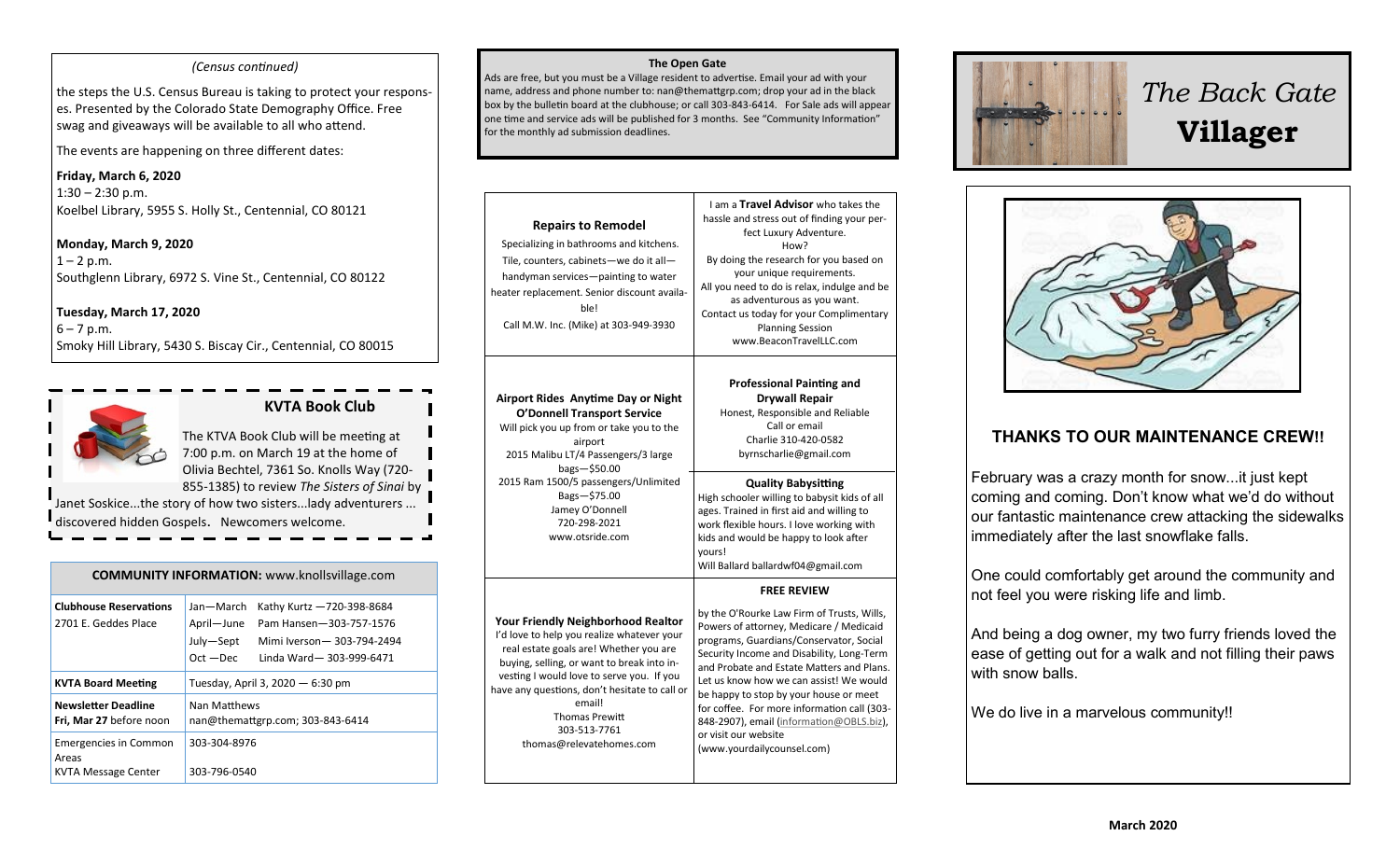*(Census continued)*

the steps the U.S. Census Bureau is taking to protect your responses. Presented by the Colorado State Demography Office. Free swag and giveaways will be available to all who attend.

The events are happening on three different dates:

**Friday, March 6, 2020**
1:30 – 2:30 p.m.
Koelbel Library, 5955 S. Holly St., Centennial, CO 80121

**Monday, March 9, 2020**
1 – 2 p.m.
Southglenn Library, 6972 S. Vine St., Centennial, CO 80122

**Tuesday, March 17, 2020**
6 – 7 p.m.
Smoky Hill Library, 5430 S. Biscay Cir., Centennial, CO 80015

## KVTA Book Club

The KTVA Book Club will be meeting at 7:00 p.m. on March 19 at the home of Olivia Bechtel, 7361 So. Knolls Way (720-855-1385) to review *The Sisters of Sinai* by Janet Soskice...the story of how two sisters...lady adventurers ... discovered hidden Gospels. Newcomers welcome.

| **COMMUNITY INFORMATION:** www.knollsvillage.com | |
|---|---|
| **Clubhouse Reservations** 2701 E. Geddes Place | Jan—March Kathy Kurtz —720-398-8684<br>April—June Pam Hansen—303-757-1576<br>July—Sept Mimi Iverson— 303-794-2494<br>Oct —Dec Linda Ward— 303-999-6471 |
| **KVTA Board Meeting** | Tuesday, April 3, 2020 — 6:30 pm |
| **Newsletter Deadline Fri, Mar 27** before noon | Nan Matthews nan@themattgrp.com; 303-843-6414 |
| Emergencies in Common Areas | 303-304-8976 |
| KVTA Message Center | 303-796-0540 |

## The Open Gate

Ads are free, but you must be a Village resident to advertise. Email your ad with your name, address and phone number to: nan@themattgrp.com; drop your ad in the black box by the bulletin board at the clubhouse; or call 303-843-6414. For Sale ads will appear one time and service ads will be published for 3 months. See "Community Information" for the monthly ad submission deadlines.

**Repairs to Remodel**
Specializing in bathrooms and kitchens. Tile, counters, cabinets—we do it all—handyman services—painting to water heater replacement. Senior discount available!
Call M.W. Inc. (Mike) at 303-949-3930

I am a **Travel Advisor** who takes the hassle and stress out of finding your perfect Luxury Adventure.
How?
By doing the research for you based on your unique requirements.
All you need to do is relax, indulge and be as adventurous as you want.
Contact us today for your Complimentary Planning Session
www.BeaconTravelLLC.com

**Airport Rides Anytime Day or Night**
**O'Donnell Transport Service**
Will pick you up from or take you to the airport
2015 Malibu LT/4 Passengers/3 large bags—$50.00
2015 Ram 1500/5 passengers/Unlimited Bags—$75.00
Jamey O'Donnell
720-298-2021
www.otsride.com

**Professional Painting and Drywall Repair**
Honest, Responsible and Reliable
Call or email
Charlie 310-420-0582
byrnscharlie@gmail.com

**Quality Babysitting**
High schooler willing to babysit kids of all ages. Trained in first aid and willing to work flexible hours. I love working with kids and would be happy to look after yours!
Will Ballard ballardwf04@gmail.com

**Your Friendly Neighborhood Realtor**
I'd love to help you realize whatever your real estate goals are! Whether you are buying, selling, or want to break into investing I would love to serve you. If you have any questions, don't hesitate to call or email!
Thomas Prewitt
303-513-7761
thomas@relevatehomes.com

**FREE REVIEW**
by the O'Rourke Law Firm of Trusts, Wills, Powers of attorney, Medicare / Medicaid programs, Guardians/Conservator, Social Security Income and Disability, Long-Term and Probate and Estate Matters and Plans. Let us know how we can assist! We would be happy to stop by your house or meet for coffee. For more information call (303-848-2907), email (information@OBLS.biz), or visit our website (www.yourdailycounsel.com)

# *The Back Gate* **Villager**

## THANKS TO OUR MAINTENANCE CREW!!

February was a crazy month for snow...it just kept coming and coming. Don't know what we'd do without our fantastic maintenance crew attacking the sidewalks immediately after the last snowflake falls.

One could comfortably get around the community and not feel you were risking life and limb.

And being a dog owner, my two furry friends loved the ease of getting out for a walk and not filling their paws with snow balls.

We do live in a marvelous community!!

**March 2020**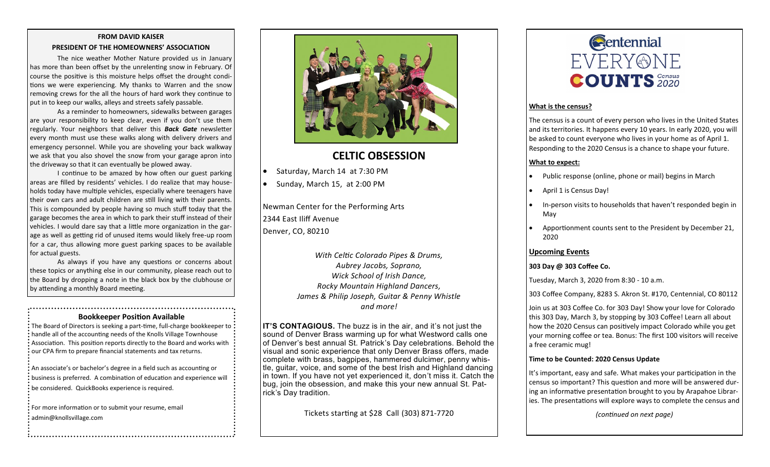## FROM DAVID KAISER
## PRESIDENT OF THE HOMEOWNERS' ASSOCIATION

The nice weather Mother Nature provided us in January has more than been offset by the unrelenting snow in February. Of course the positive is this moisture helps offset the drought conditions we were experiencing. My thanks to Warren and the snow removing crews for the all the hours of hard work they continue to put in to keep our walks, alleys and streets safely passable.

As a reminder to homeowners, sidewalks between garages are your responsibility to keep clear, even if you don't use them regularly. Your neighbors that deliver this ***Back Gate*** newsletter every month must use these walks along with delivery drivers and emergency personnel. While you are shoveling your back walkway we ask that you also shovel the snow from your garage apron into the driveway so that it can eventually be plowed away.

I continue to be amazed by how often our guest parking areas are filled by residents' vehicles. I do realize that may households today have multiple vehicles, especially where teenagers have their own cars and adult children are still living with their parents. This is compounded by people having so much stuff today that the garage becomes the area in which to park their stuff instead of their vehicles. I would dare say that a little more organization in the garage as well as getting rid of unused items would likely free-up room for a car, thus allowing more guest parking spaces to be available for actual guests.

As always if you have any questions or concerns about these topics or anything else in our community, please reach out to the Board by dropping a note in the black box by the clubhouse or by attending a monthly Board meeting.

### Bookkeeper Position Available

The Board of Directors is seeking a part-time, full-charge bookkeeper to handle all of the accounting needs of the Knolls Village Townhouse Association. This position reports directly to the Board and works with our CPA firm to prepare financial statements and tax returns.

An associate's or bachelor's degree in a field such as accounting or business is preferred. A combination of education and experience will be considered. QuickBooks experience is required.

For more information or to submit your resume, email admin@knollsvillage.com

## CELTIC OBSESSION

- Saturday, March 14 at 7:30 PM
- Sunday, March 15, at 2:00 PM

Newman Center for the Performing Arts
2344 East Iliff Avenue
Denver, CO, 80210

*With Celtic Colorado Pipes & Drums,*
*Aubrey Jacobs, Soprano,*
*Wick School of Irish Dance,*
*Rocky Mountain Highland Dancers,*
*James & Philip Joseph, Guitar & Penny Whistle*
*and more!*

**IT'S CONTAGIOUS.** The buzz is in the air, and it's not just the sound of Denver Brass warming up for what Westword calls one of Denver's best annual St. Patrick's Day celebrations. Behold the visual and sonic experience that only Denver Brass offers, made complete with brass, bagpipes, hammered dulcimer, penny whistle, guitar, voice, and some of the best Irish and Highland dancing in town. If you have not yet experienced it, don't miss it. Catch the bug, join the obsession, and make this your new annual St. Patrick's Day tradition.

Tickets starting at $28 Call (303) 871-7720

Centennial
EVERYONE
COUNTS Census 2020

**What is the census?**

The census is a count of every person who lives in the United States and its territories. It happens every 10 years. In early 2020, you will be asked to count everyone who lives in your home as of April 1. Responding to the 2020 Census is a chance to shape your future.

**What to expect:**

- Public response (online, phone or mail) begins in March
- April 1 is Census Day!
- In-person visits to households that haven't responded begin in May
- Apportionment counts sent to the President by December 21, 2020

**Upcoming Events**

**303 Day @ 303 Coffee Co.**

Tuesday, March 3, 2020 from 8:30 - 10 a.m.

303 Coffee Company, 8283 S. Akron St. #170, Centennial, CO 80112

Join us at 303 Coffee Co. for 303 Day! Show your love for Colorado this 303 Day, March 3, by stopping by 303 Coffee! Learn all about how the 2020 Census can positively impact Colorado while you get your morning coffee or tea. Bonus: The first 100 visitors will receive a free ceramic mug!

**Time to be Counted: 2020 Census Update**

It's important, easy and safe. What makes your participation in the census so important? This question and more will be answered during an informative presentation brought to you by Arapahoe Libraries. The presentations will explore ways to complete the census and

*(continued on next page)*